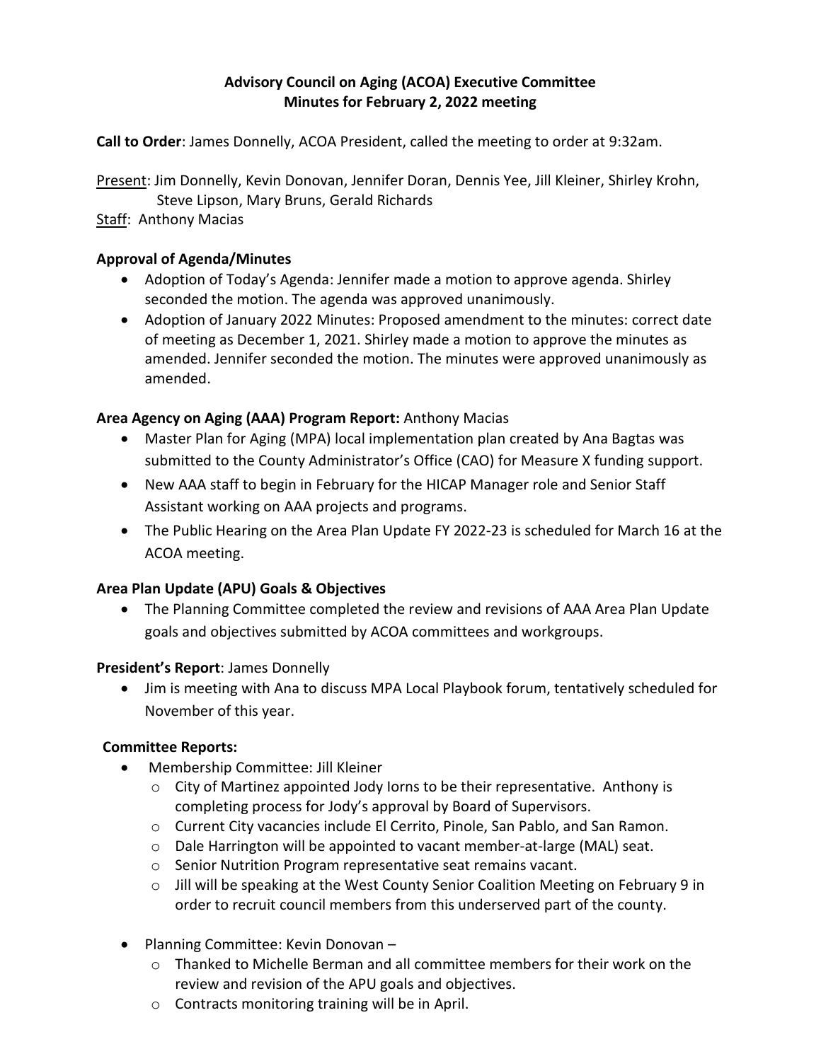# Advisory Council on Aging (ACOA) Executive Committee
## Minutes for February 2, 2022 meeting

**Call to Order**: James Donnelly, ACOA President, called the meeting to order at 9:32am.

Present: Jim Donnelly, Kevin Donovan, Jennifer Doran, Dennis Yee, Jill Kleiner, Shirley Krohn, Steve Lipson, Mary Bruns, Gerald Richards
Staff: Anthony Macias

### Approval of Agenda/Minutes

- Adoption of Today's Agenda: Jennifer made a motion to approve agenda. Shirley seconded the motion. The agenda was approved unanimously.
- Adoption of January 2022 Minutes: Proposed amendment to the minutes: correct date of meeting as December 1, 2021. Shirley made a motion to approve the minutes as amended. Jennifer seconded the motion. The minutes were approved unanimously as amended.

### Area Agency on Aging (AAA) Program Report: Anthony Macias

- Master Plan for Aging (MPA) local implementation plan created by Ana Bagtas was submitted to the County Administrator's Office (CAO) for Measure X funding support.
- New AAA staff to begin in February for the HICAP Manager role and Senior Staff Assistant working on AAA projects and programs.
- The Public Hearing on the Area Plan Update FY 2022-23 is scheduled for March 16 at the ACOA meeting.

### Area Plan Update (APU) Goals & Objectives

- The Planning Committee completed the review and revisions of AAA Area Plan Update goals and objectives submitted by ACOA committees and workgroups.

### President's Report: James Donnelly

- Jim is meeting with Ana to discuss MPA Local Playbook forum, tentatively scheduled for November of this year.

### Committee Reports:

- Membership Committee: Jill Kleiner
  - City of Martinez appointed Jody Iorns to be their representative. Anthony is completing process for Jody's approval by Board of Supervisors.
  - Current City vacancies include El Cerrito, Pinole, San Pablo, and San Ramon.
  - Dale Harrington will be appointed to vacant member-at-large (MAL) seat.
  - Senior Nutrition Program representative seat remains vacant.
  - Jill will be speaking at the West County Senior Coalition Meeting on February 9 in order to recruit council members from this underserved part of the county.
- Planning Committee: Kevin Donovan –
  - Thanked to Michelle Berman and all committee members for their work on the review and revision of the APU goals and objectives.
  - Contracts monitoring training will be in April.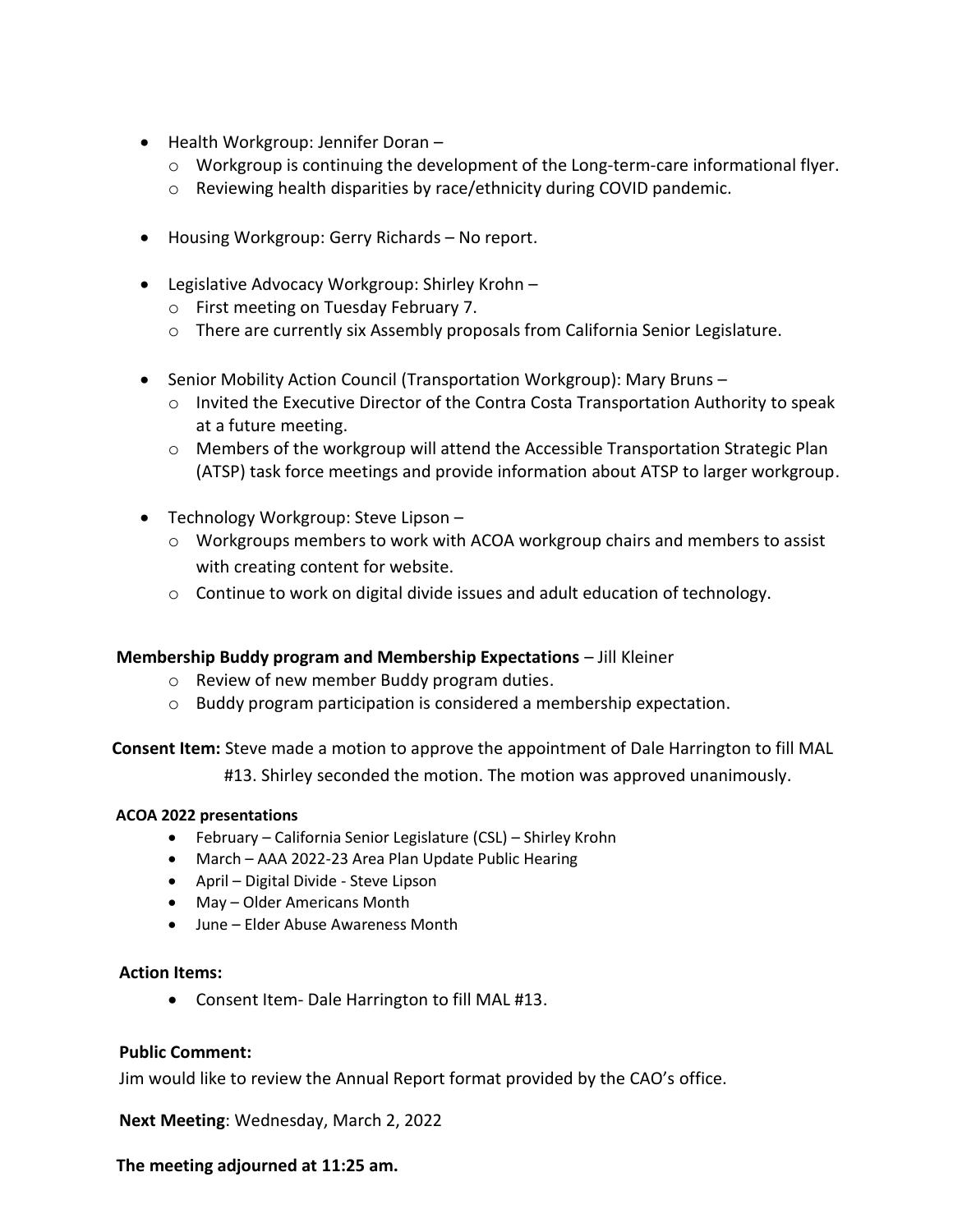- Health Workgroup: Jennifer Doran –
  - Workgroup is continuing the development of the Long-term-care informational flyer.
  - Reviewing health disparities by race/ethnicity during COVID pandemic.

- Housing Workgroup: Gerry Richards – No report.

- Legislative Advocacy Workgroup: Shirley Krohn –
  - First meeting on Tuesday February 7.
  - There are currently six Assembly proposals from California Senior Legislature.

- Senior Mobility Action Council (Transportation Workgroup): Mary Bruns –
  - Invited the Executive Director of the Contra Costa Transportation Authority to speak at a future meeting.
  - Members of the workgroup will attend the Accessible Transportation Strategic Plan (ATSP) task force meetings and provide information about ATSP to larger workgroup.

- Technology Workgroup: Steve Lipson –
  - Workgroups members to work with ACOA workgroup chairs and members to assist with creating content for website.
  - Continue to work on digital divide issues and adult education of technology.

**Membership Buddy program and Membership Expectations** – Jill Kleiner
  - Review of new member Buddy program duties.
  - Buddy program participation is considered a membership expectation.

**Consent Item:** Steve made a motion to approve the appointment of Dale Harrington to fill MAL #13. Shirley seconded the motion. The motion was approved unanimously.

**ACOA 2022 presentations**

- February – California Senior Legislature (CSL) – Shirley Krohn
- March – AAA 2022-23 Area Plan Update Public Hearing
- April – Digital Divide - Steve Lipson
- May – Older Americans Month
- June – Elder Abuse Awareness Month

**Action Items:**

- Consent Item- Dale Harrington to fill MAL #13.

**Public Comment:**

Jim would like to review the Annual Report format provided by the CAO's office.

**Next Meeting**: Wednesday, March 2, 2022

**The meeting adjourned at 11:25 am.**